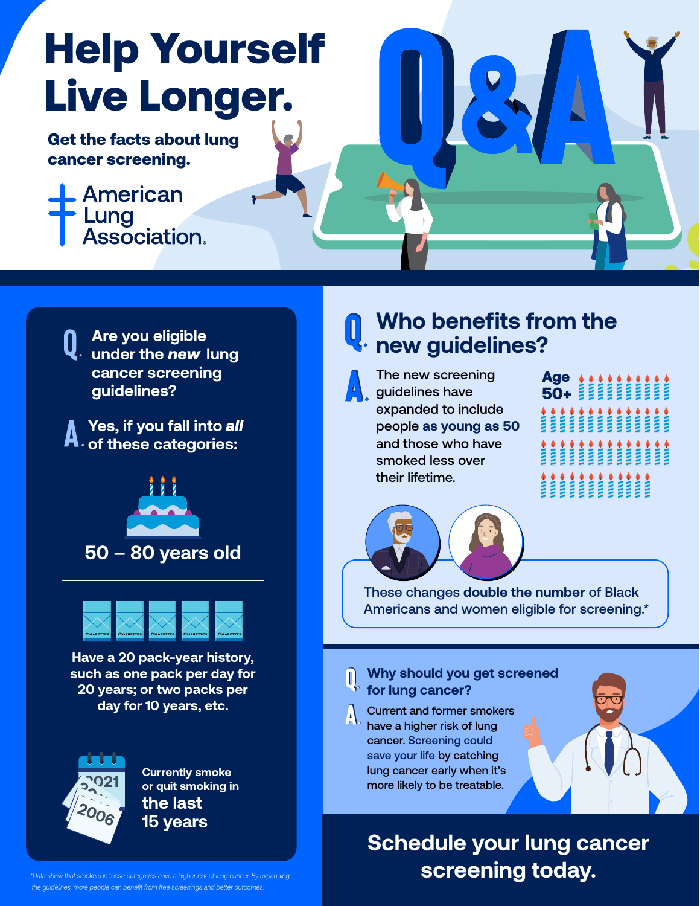# Help Yourself Live Longer.

**Get the facts about lung cancer screening.**

American Lung Association.

# Q&A

## Q. Are you eligible under the *new* lung cancer screening guidelines?

**A. Yes, if you fall into *all* of these categories:**

**50 – 80 years old**

**Have a 20 pack-year history, such as one pack per day for 20 years; or two packs per day for 10 years, etc.**

**Currently smoke or quit smoking in the last 15 years**

*\*Data show that smokers in these categories have a higher risk of lung cancer. By expanding the guidelines, more people can benefit from free screenings and better outcomes.*

## Q. Who benefits from the new guidelines?

**A.** The new screening guidelines have expanded to include people **as young as 50** and those who have smoked less over their lifetime.

**Age 50+**

These changes **double the number** of Black Americans and women eligible for screening.*

## Q. Why should you get screened for lung cancer?

**A.** Current and former smokers have a higher risk of lung cancer. Screening could save your life by catching lung cancer early when it's more likely to be treatable.

## Schedule your lung cancer screening today.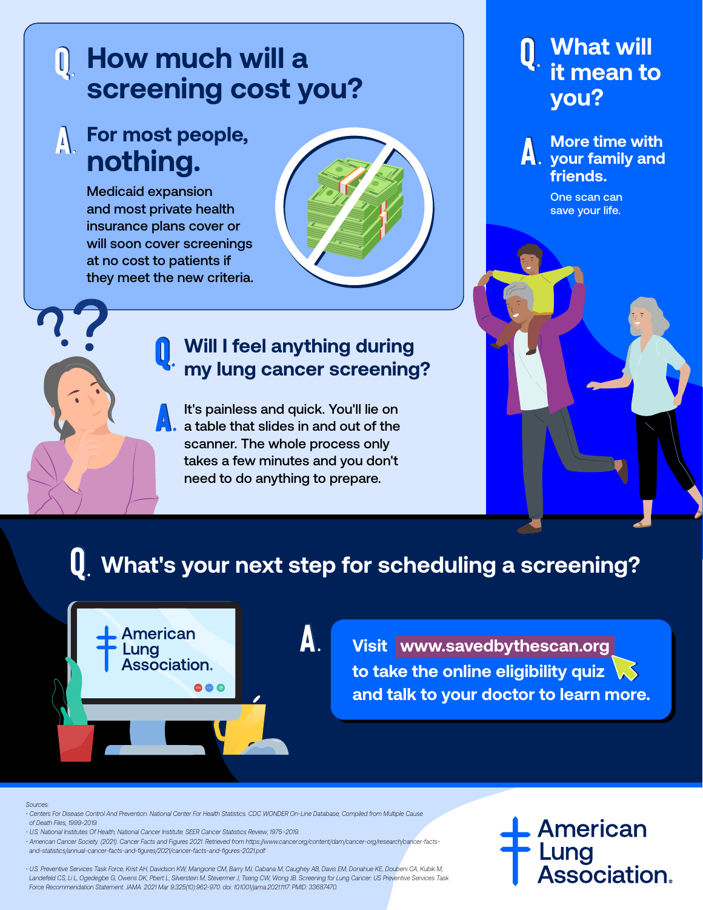## Q. How much will a screening cost you?

**A. For most people, nothing.**

Medicaid expansion and most private health insurance plans cover or will soon cover screenings at no cost to patients if they meet the new criteria.

## Q. What will it mean to you?

**A. More time with your family and friends.**

One scan can save your life.

## Q. Will I feel anything during my lung cancer screening?

**A.** It's painless and quick. You'll lie on a table that slides in and out of the scanner. The whole process only takes a few minutes and you don't need to do anything to prepare.

## Q. What's your next step for scheduling a screening?

**A.** Visit www.savedbythescan.org to take the online eligibility quiz and talk to your doctor to learn more.

Sources:

- Centers For Disease Control And Prevention. National Center For Health Statistics. CDC WONDER On-Line Database, Compiled from Multiple Cause of Death Files, 1999-2019.
- U.S. National Institutes Of Health, National Cancer Institute. SEER Cancer Statistics Review, 1975–2019.
- American Cancer Society. (2021). Cancer Facts and Figures 2021. Retrieved from https://www.cancer.org/content/dam/cancer-org/research/cancer-facts-and-statistics/annual-cancer-facts-and-figures/2021/cancer-facts-and-figures-2021.pdf
- U.S. Preventive Services Task Force, Krist AH, Davidson KW, Mangione CM, Barry MJ, Cabana M, Caughey AB, Davis EM, Donahue KE, Doubeni CA, Kubik M, Landefeld CS, Li L, Ogedegbe G, Owens DK, Pbert L, Silverstein M, Stevermer J, Tseng CW, Wong JB. Screening for Lung Cancer: US Preventive Services Task Force Recommendation Statement. JAMA. 2021 Mar 9;325(10):962-970. doi: 10.1001/jama.2021.1117. PMID: 33687470.

American Lung Association.